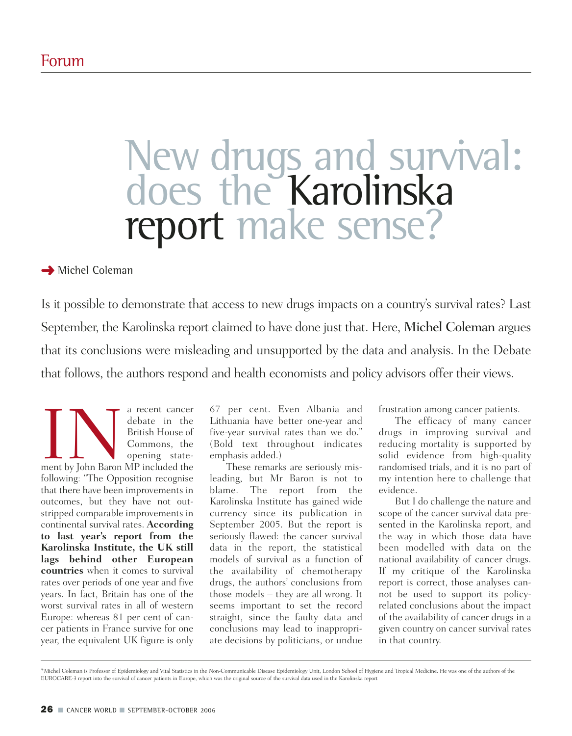Forum

# New drugs and survival: does the Karolinska report make sense?

Michel Coleman

Is it possible to demonstrate that access to new drugs impacts on a country's survival rates? Last September, the Karolinska report claimed to have done just that. Here, **Michel Coleman** argues that its conclusions were misleading and unsupported by the data and analysis. In the Debate that follows, the authors respond and health economists and policy advisors offer their views.

In a recent cancer debate in the British House of Commons, the opening statement by John Baron MP included the following: "The Opposition recognise that there have been improvements in outcomes, but they have not outstripped comparable improvements in continental survival rates. **According to last year's report from the Karolinska Institute, the UK still lags behind other European countries** when it comes to survival rates over periods of one year and five years. In fact, Britain has one of the worst survival rates in all of western Europe: whereas 81 per cent of cancer patients in France survive for one year, the equivalent UK figure is only 67 per cent. Even Albania and Lithuania have better one-year and five-year survival rates than we do." (Bold text throughout indicates emphasis added.)

These remarks are seriously misleading, but Mr Baron is not to blame. The report from the Karolinska Institute has gained wide currency since its publication in September 2005. But the report is seriously flawed: the cancer survival data in the report, the statistical models of survival as a function of the availability of chemotherapy drugs, the authors' conclusions from those models – they are all wrong. It seems important to set the record straight, since the faulty data and conclusions may lead to inappropriate decisions by politicians, or undue frustration among cancer patients.

The efficacy of many cancer drugs in improving survival and reducing mortality is supported by solid evidence from high-quality randomised trials, and it is no part of my intention here to challenge that evidence.

But I do challenge the nature and scope of the cancer survival data presented in the Karolinska report, and the way in which those data have been modelled with data on the national availability of cancer drugs. If my critique of the Karolinska report is correct, those analyses cannot be used to support its policy-related conclusions about the impact of the availability of cancer drugs in a given country on cancer survival rates in that country.

*Michel Coleman is Professor of Epidemiology and Vital Statistics in the Non-Communicable Disease Epidemiology Unit, London School of Hygiene and Tropical Medicine. He was one of the authors of the EUROCARE-3 report into the survival of cancer patients in Europe, which was the original source of the survival data used in the Karolinska report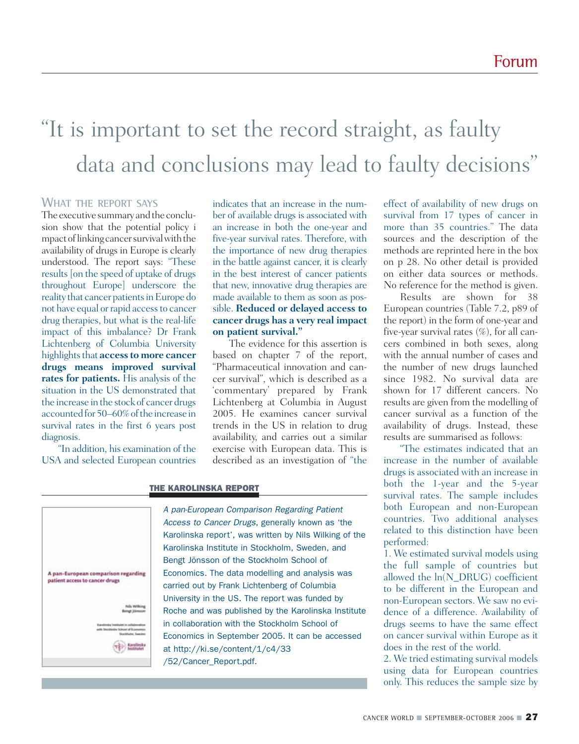# "It is important to set the record straight, as faulty data and conclusions may lead to faulty decisions"

## WHAT THE REPORT SAYS

The executive summary and the conclusion show that the potential policy i mpact of linking cancer survival with the availability of drugs in Europe is clearly understood. The report says: "These results [on the speed of uptake of drugs throughout Europe] underscore the reality that cancer patients in Europe do not have equal or rapid access to cancer drug therapies, but what is the real-life impact of this imbalance? Dr Frank Lichtenberg of Columbia University highlights that **access to more cancer drugs means improved survival rates for patients.** His analysis of the situation in the US demonstrated that the increase in the stock of cancer drugs accounted for 50–60% of the increase in survival rates in the first 6 years post diagnosis.

"In addition, his examination of the USA and selected European countries indicates that an increase in the number of available drugs is associated with an increase in both the one-year and five-year survival rates. Therefore, with the importance of new drug therapies in the battle against cancer, it is clearly in the best interest of cancer patients that new, innovative drug therapies are made available to them as soon as possible. **Reduced or delayed access to cancer drugs has a very real impact on patient survival."**

The evidence for this assertion is based on chapter 7 of the report, "Pharmaceutical innovation and cancer survival", which is described as a 'commentary' prepared by Frank Lichtenberg at Columbia in August 2005. He examines cancer survival trends in the US in relation to drug availability, and carries out a similar exercise with European data. This is described as an investigation of "the effect of availability of new drugs on survival from 17 types of cancer in more than 35 countries." The data sources and the description of the methods are reprinted here in the box on p 28. No other detail is provided on either data sources or methods. No reference for the method is given.

Results are shown for 38 European countries (Table 7.2, p89 of the report) in the form of one-year and five-year survival rates (%), for all cancers combined in both sexes, along with the annual number of cases and the number of new drugs launched since 1982. No survival data are shown for 17 different cancers. No results are given from the modelling of cancer survival as a function of the availability of drugs. Instead, these results are summarised as follows:

"The estimates indicated that an increase in the number of available drugs is associated with an increase in both the 1-year and the 5-year survival rates. The sample includes both European and non-European countries. Two additional analyses related to this distinction have been performed:

1. We estimated survival models using the full sample of countries but allowed the ln(N_DRUG) coefficient to be different in the European and non-European sectors. We saw no evidence of a difference. Availability of drugs seems to have the same effect on cancer survival within Europe as it does in the rest of the world.
2. We tried estimating survival models using data for European countries only. This reduces the sample size by

---

**THE KAROLINSKA REPORT**

*A pan-European Comparison Regarding Patient Access to Cancer Drugs*, generally known as 'the Karolinska report', was written by Nils Wilking of the Karolinska Institute in Stockholm, Sweden, and Bengt Jönsson of the Stockholm School of Economics. The data modelling and analysis was carried out by Frank Lichtenberg of Columbia University in the US. The report was funded by Roche and was published by the Karolinska Institute in collaboration with the Stockholm School of Economics in September 2005. It can be accessed at http://ki.se/content/1/c4/33/52/Cancer_Report.pdf.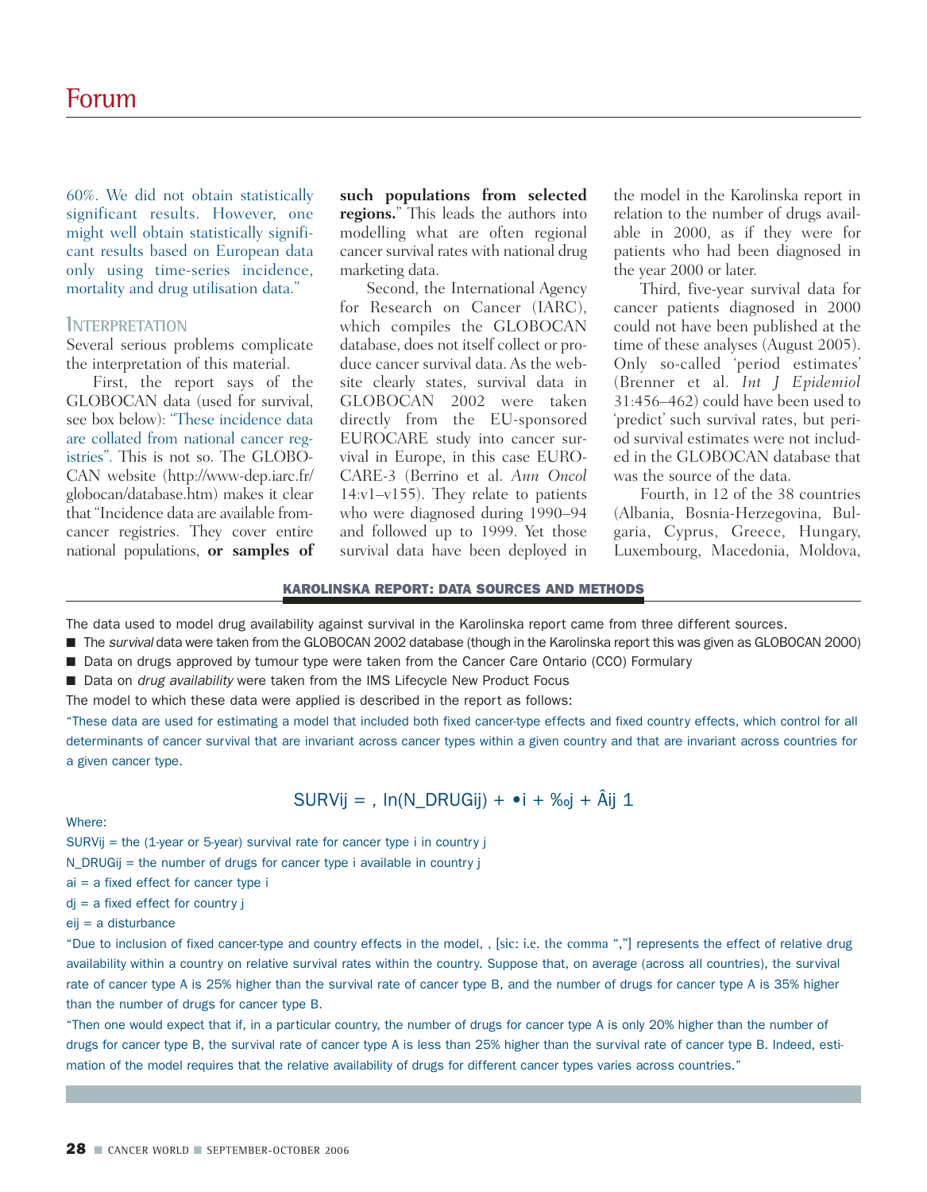60%. We did not obtain statistically significant results. However, one might well obtain statistically significant results based on European data only using time-series incidence, mortality and drug utilisation data."

### INTERPRETATION

Several serious problems complicate the interpretation of this material.

First, the report says of the GLOBOCAN data (used for survival, see box below): "These incidence data are collated from national cancer registries". This is not so. The GLOBOCAN website (http://www-dep.iarc.fr/globocan/database.htm) makes it clear that "Incidence data are available from cancer registries. They cover entire national populations, **or samples of such populations from selected regions.**" This leads the authors into modelling what are often regional cancer survival rates with national drug marketing data.

Second, the International Agency for Research on Cancer (IARC), which compiles the GLOBOCAN database, does not itself collect or produce cancer survival data. As the website clearly states, survival data in GLOBOCAN 2002 were taken directly from the EU-sponsored EUROCARE study into cancer survival in Europe, in this case EUROCARE-3 (Berrino et al. *Ann Oncol* 14:v1–v155). They relate to patients who were diagnosed during 1990–94 and followed up to 1999. Yet those survival data have been deployed in the model in the Karolinska report in relation to the number of drugs available in 2000, as if they were for patients who had been diagnosed in the year 2000 or later.

Third, five-year survival data for cancer patients diagnosed in 2000 could not have been published at the time of these analyses (August 2005). Only so-called 'period estimates' (Brenner et al. *Int J Epidemiol* 31:456–462) could have been used to 'predict' such survival rates, but period survival estimates were not included in the GLOBOCAN database that was the source of the data.

Fourth, in 12 of the 38 countries (Albania, Bosnia-Herzegovina, Bulgaria, Cyprus, Greece, Hungary, Luxembourg, Macedonia, Moldova,

---

**KAROLINSKA REPORT: DATA SOURCES AND METHODS**

The data used to model drug availability against survival in the Karolinska report came from three different sources.

- The *survival* data were taken from the GLOBOCAN 2002 database (though in the Karolinska report this was given as GLOBOCAN 2000)
- Data on drugs approved by tumour type were taken from the Cancer Care Ontario (CCO) Formulary
- Data on *drug availability* were taken from the IMS Lifecycle New Product Focus

The model to which these data were applied is described in the report as follows:

"These data are used for estimating a model that included both fixed cancer-type effects and fixed country effects, which control for all determinants of cancer survival that are invariant across cancer types within a given country and that are invariant across countries for a given cancer type.

SURVij = , ln(N_DRUGij) + •i + ‰j + Âij 1

Where:

SURVij = the (1-year or 5-year) survival rate for cancer type i in country j

N_DRUGij = the number of drugs for cancer type i available in country j

ai = a fixed effect for cancer type i

dj = a fixed effect for country j

eij = a disturbance

"Due to inclusion of fixed cancer-type and country effects in the model, , [sic: i.e. the comma ","] represents the effect of relative drug availability within a country on relative survival rates within the country. Suppose that, on average (across all countries), the survival rate of cancer type A is 25% higher than the survival rate of cancer type B, and the number of drugs for cancer type A is 35% higher than the number of drugs for cancer type B.

"Then one would expect that if, in a particular country, the number of drugs for cancer type A is only 20% higher than the number of drugs for cancer type B, the survival rate of cancer type A is less than 25% higher than the survival rate of cancer type B. Indeed, estimation of the model requires that the relative availability of drugs for different cancer types varies across countries."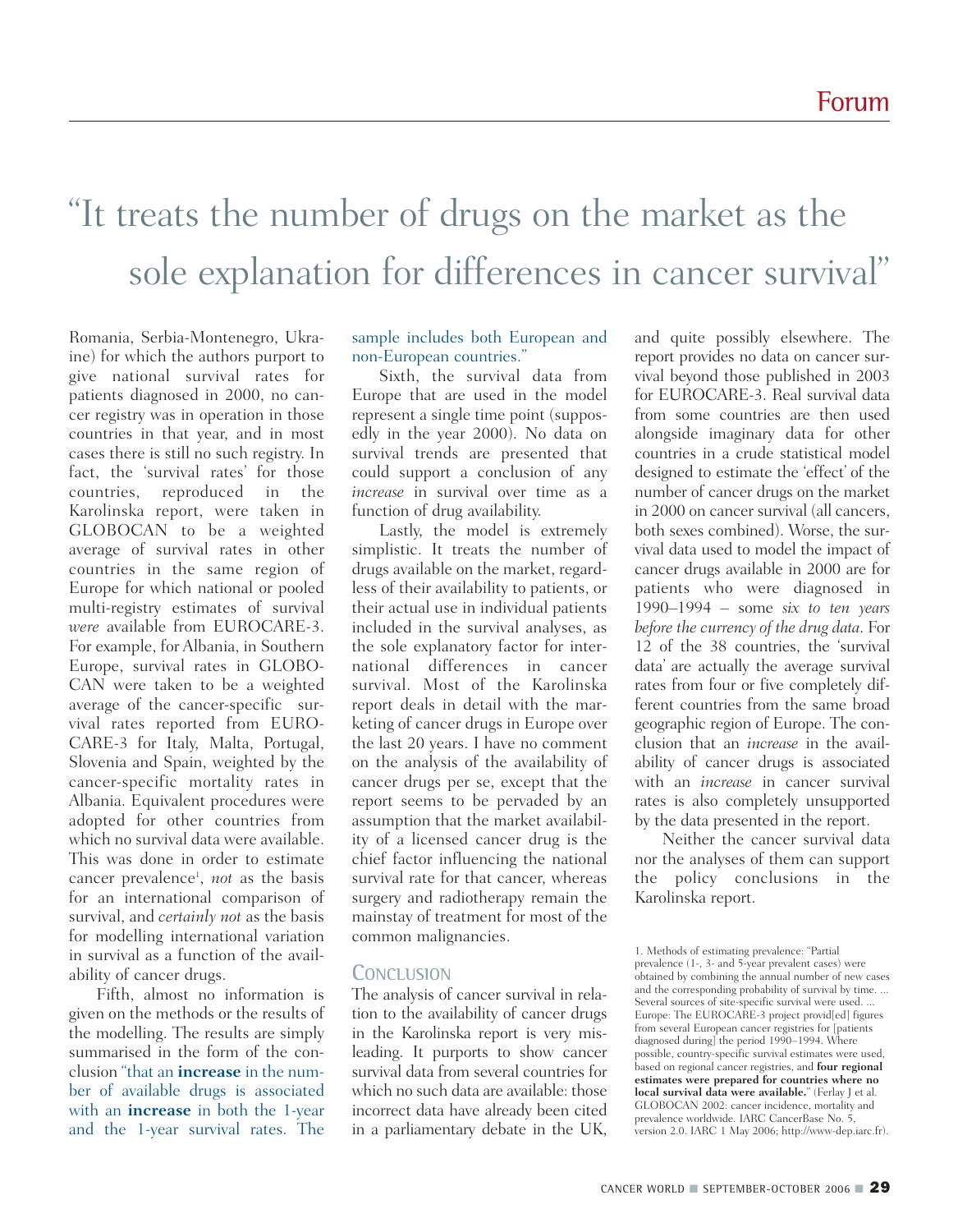# "It treats the number of drugs on the market as the sole explanation for differences in cancer survival"

Romania, Serbia-Montenegro, Ukraine) for which the authors purport to give national survival rates for patients diagnosed in 2000, no cancer registry was in operation in those countries in that year, and in most cases there is still no such registry. In fact, the 'survival rates' for those countries, reproduced in the Karolinska report, were taken in GLOBOCAN to be a weighted average of survival rates in other countries in the same region of Europe for which national or pooled multi-registry estimates of survival *were* available from EUROCARE-3. For example, for Albania, in Southern Europe, survival rates in GLOBOCAN were taken to be a weighted average of the cancer-specific survival rates reported from EUROCARE-3 for Italy, Malta, Portugal, Slovenia and Spain, weighted by the cancer-specific mortality rates in Albania. Equivalent procedures were adopted for other countries from which no survival data were available. This was done in order to estimate cancer prevalence[1], *not* as the basis for an international comparison of survival, and *certainly not* as the basis for modelling international variation in survival as a function of the availability of cancer drugs.

Fifth, almost no information is given on the methods or the results of the modelling. The results are simply summarised in the form of the conclusion "that an **increase** in the number of available drugs is associated with an **increase** in both the 1-year and the 1-year survival rates. The sample includes both European and non-European countries."

Sixth, the survival data from Europe that are used in the model represent a single time point (supposedly in the year 2000). No data on survival trends are presented that could support a conclusion of any *increase* in survival over time as a function of drug availability.

Lastly, the model is extremely simplistic. It treats the number of drugs available on the market, regardless of their availability to patients, or their actual use in individual patients included in the survival analyses, as the sole explanatory factor for international differences in cancer survival. Most of the Karolinska report deals in detail with the marketing of cancer drugs in Europe over the last 20 years. I have no comment on the analysis of the availability of cancer drugs per se, except that the report seems to be pervaded by an assumption that the market availability of a licensed cancer drug is the chief factor influencing the national survival rate for that cancer, whereas surgery and radiotherapy remain the mainstay of treatment for most of the common malignancies.

## Conclusion

The analysis of cancer survival in relation to the availability of cancer drugs in the Karolinska report is very misleading. It purports to show cancer survival data from several countries for which no such data are available: those incorrect data have already been cited in a parliamentary debate in the UK, and quite possibly elsewhere. The report provides no data on cancer survival beyond those published in 2003 for EUROCARE-3. Real survival data from some countries are then used alongside imaginary data for other countries in a crude statistical model designed to estimate the 'effect' of the number of cancer drugs on the market in 2000 on cancer survival (all cancers, both sexes combined). Worse, the survival data used to model the impact of cancer drugs available in 2000 are for patients who were diagnosed in 1990–1994 – some *six to ten years before the currency of the drug data*. For 12 of the 38 countries, the 'survival data' are actually the average survival rates from four or five completely different countries from the same broad geographic region of Europe. The conclusion that an *increase* in the availability of cancer drugs is associated with an *increase* in cancer survival rates is also completely unsupported by the data presented in the report.

Neither the cancer survival data nor the analyses of them can support the policy conclusions in the Karolinska report.

1. Methods of estimating prevalence: "Partial prevalence (1-, 3- and 5-year prevalent cases) were obtained by combining the annual number of new cases and the corresponding probability of survival by time. ... Several sources of site-specific survival were used. ... Europe: The EUROCARE-3 project provid[ed] figures from several European cancer registries for [patients diagnosed during] the period 1990–1994. Where possible, country-specific survival estimates were used, based on regional cancer registries, and **four regional estimates were prepared for countries where no local survival data were available.**" (Ferlay J et al. GLOBOCAN 2002: cancer incidence, mortality and prevalence worldwide. IARC CancerBase No. 5, version 2.0. IARC 1 May 2006; http://www-dep.iarc.fr).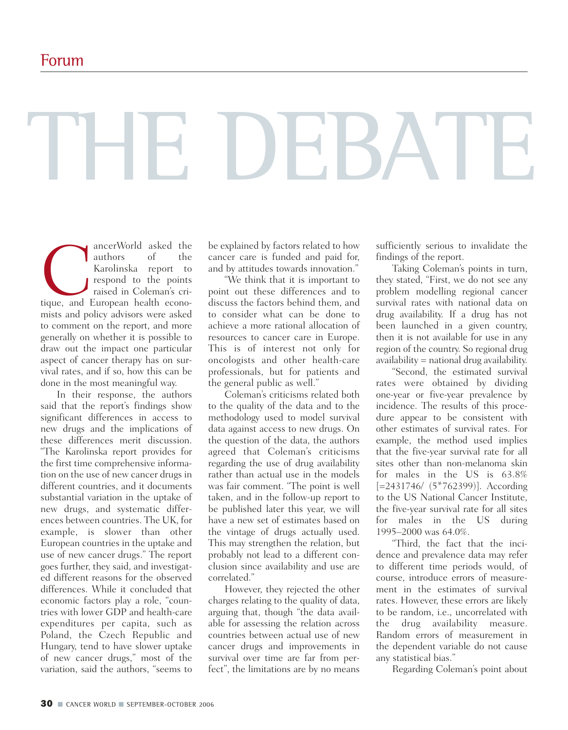# THE DEBATE

CancerWorld asked the authors of the Karolinska report to respond to the points raised in Coleman's critique, and European health economists and policy advisors were asked to comment on the report, and more generally on whether it is possible to draw out the impact one particular aspect of cancer therapy has on survival rates, and if so, how this can be done in the most meaningful way.

In their response, the authors said that the report's findings show significant differences in access to new drugs and the implications of these differences merit discussion. "The Karolinska report provides for the first time comprehensive information on the use of new cancer drugs in different countries, and it documents substantial variation in the uptake of new drugs, and systematic differences between countries. The UK, for example, is slower than other European countries in the uptake and use of new cancer drugs." The report goes further, they said, and investigated different reasons for the observed differences. While it concluded that economic factors play a role, "countries with lower GDP and health-care expenditures per capita, such as Poland, the Czech Republic and Hungary, tend to have slower uptake of new cancer drugs," most of the variation, said the authors, "seems to be explained by factors related to how cancer care is funded and paid for, and by attitudes towards innovation."

"We think that it is important to point out these differences and to discuss the factors behind them, and to consider what can be done to achieve a more rational allocation of resources to cancer care in Europe. This is of interest not only for oncologists and other health-care professionals, but for patients and the general public as well."

Coleman's criticisms related both to the quality of the data and to the methodology used to model survival data against access to new drugs. On the question of the data, the authors agreed that Coleman's criticisms regarding the use of drug availability rather than actual use in the models was fair comment. "The point is well taken, and in the follow-up report to be published later this year, we will have a new set of estimates based on the vintage of drugs actually used. This may strengthen the relation, but probably not lead to a different conclusion since availability and use are correlated."

However, they rejected the other charges relating to the quality of data, arguing that, though "the data available for assessing the relation across countries between actual use of new cancer drugs and improvements in survival over time are far from perfect", the limitations are by no means sufficiently serious to invalidate the findings of the report.

Taking Coleman's points in turn, they stated, "First, we do not see any problem modelling regional cancer survival rates with national data on drug availability. If a drug has not been launched in a given country, then it is not available for use in any region of the country. So regional drug availability = national drug availability.

"Second, the estimated survival rates were obtained by dividing one-year or five-year prevalence by incidence. The results of this procedure appear to be consistent with other estimates of survival rates. For example, the method used implies that the five-year survival rate for all sites other than non-melanoma skin for males in the US is 63.8% [=2431746/ (5*762399)]. According to the US National Cancer Institute, the five-year survival rate for all sites for males in the US during 1995–2000 was 64.0%.

"Third, the fact that the incidence and prevalence data may refer to different time periods would, of course, introduce errors of measurement in the estimates of survival rates. However, these errors are likely to be random, i.e., uncorrelated with the drug availability measure. Random errors of measurement in the dependent variable do not cause any statistical bias."

Regarding Coleman's point about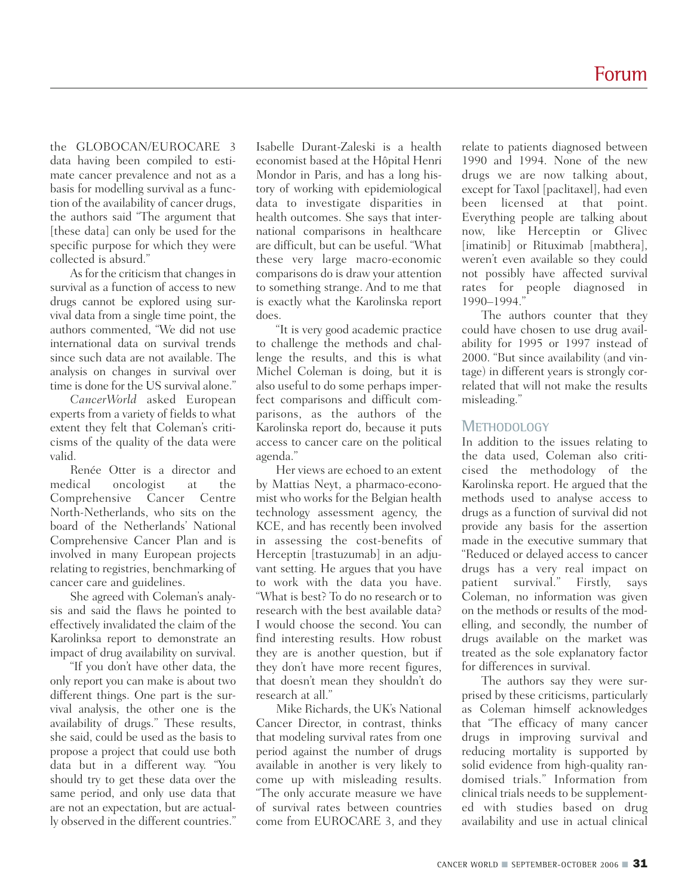the GLOBOCAN/EUROCARE 3 data having been compiled to estimate cancer prevalence and not as a basis for modelling survival as a function of the availability of cancer drugs, the authors said "The argument that [these data] can only be used for the specific purpose for which they were collected is absurd."

As for the criticism that changes in survival as a function of access to new drugs cannot be explored using survival data from a single time point, the authors commented, "We did not use international data on survival trends since such data are not available. The analysis on changes in survival over time is done for the US survival alone."

*CancerWorld* asked European experts from a variety of fields to what extent they felt that Coleman's criticisms of the quality of the data were valid.

Renée Otter is a director and medical oncologist at the Comprehensive Cancer Centre North-Netherlands, who sits on the board of the Netherlands' National Comprehensive Cancer Plan and is involved in many European projects relating to registries, benchmarking of cancer care and guidelines.

She agreed with Coleman's analysis and said the flaws he pointed to effectively invalidated the claim of the Karolinksa report to demonstrate an impact of drug availability on survival.

"If you don't have other data, the only report you can make is about two different things. One part is the survival analysis, the other one is the availability of drugs." These results, she said, could be used as the basis to propose a project that could use both data but in a different way. "You should try to get these data over the same period, and only use data that are not an expectation, but are actually observed in the different countries."

Isabelle Durant-Zaleski is a health economist based at the Hôpital Henri Mondor in Paris, and has a long history of working with epidemiological data to investigate disparities in health outcomes. She says that international comparisons in healthcare are difficult, but can be useful. "What these very large macro-economic comparisons do is draw your attention to something strange. And to me that is exactly what the Karolinska report does.

"It is very good academic practice to challenge the methods and challenge the results, and this is what Michel Coleman is doing, but it is also useful to do some perhaps imperfect comparisons and difficult comparisons, as the authors of the Karolinska report do, because it puts access to cancer care on the political agenda."

Her views are echoed to an extent by Mattias Neyt, a pharmaco-economist who works for the Belgian health technology assessment agency, the KCE, and has recently been involved in assessing the cost-benefits of Herceptin [trastuzumab] in an adjuvant setting. He argues that you have to work with the data you have. "What is best? To do no research or to research with the best available data? I would choose the second. You can find interesting results. How robust they are is another question, but if they don't have more recent figures, that doesn't mean they shouldn't do research at all."

Mike Richards, the UK's National Cancer Director, in contrast, thinks that modeling survival rates from one period against the number of drugs available in another is very likely to come up with misleading results. "The only accurate measure we have of survival rates between countries come from EUROCARE 3, and they relate to patients diagnosed between 1990 and 1994. None of the new drugs we are now talking about, except for Taxol [paclitaxel], had even been licensed at that point. Everything people are talking about now, like Herceptin or Glivec [imatinib] or Rituximab [mabthera], weren't even available so they could not possibly have affected survival rates for people diagnosed in 1990–1994."

The authors counter that they could have chosen to use drug availability for 1995 or 1997 instead of 2000. "But since availability (and vintage) in different years is strongly correlated that will not make the results misleading."

## Methodology

In addition to the issues relating to the data used, Coleman also criticised the methodology of the Karolinska report. He argued that the methods used to analyse access to drugs as a function of survival did not provide any basis for the assertion made in the executive summary that "Reduced or delayed access to cancer drugs has a very real impact on patient survival." Firstly, says Coleman, no information was given on the methods or results of the modelling, and secondly, the number of drugs available on the market was treated as the sole explanatory factor for differences in survival.

The authors say they were surprised by these criticisms, particularly as Coleman himself acknowledges that "The efficacy of many cancer drugs in improving survival and reducing mortality is supported by solid evidence from high-quality randomised trials." Information from clinical trials needs to be supplemented with studies based on drug availability and use in actual clinical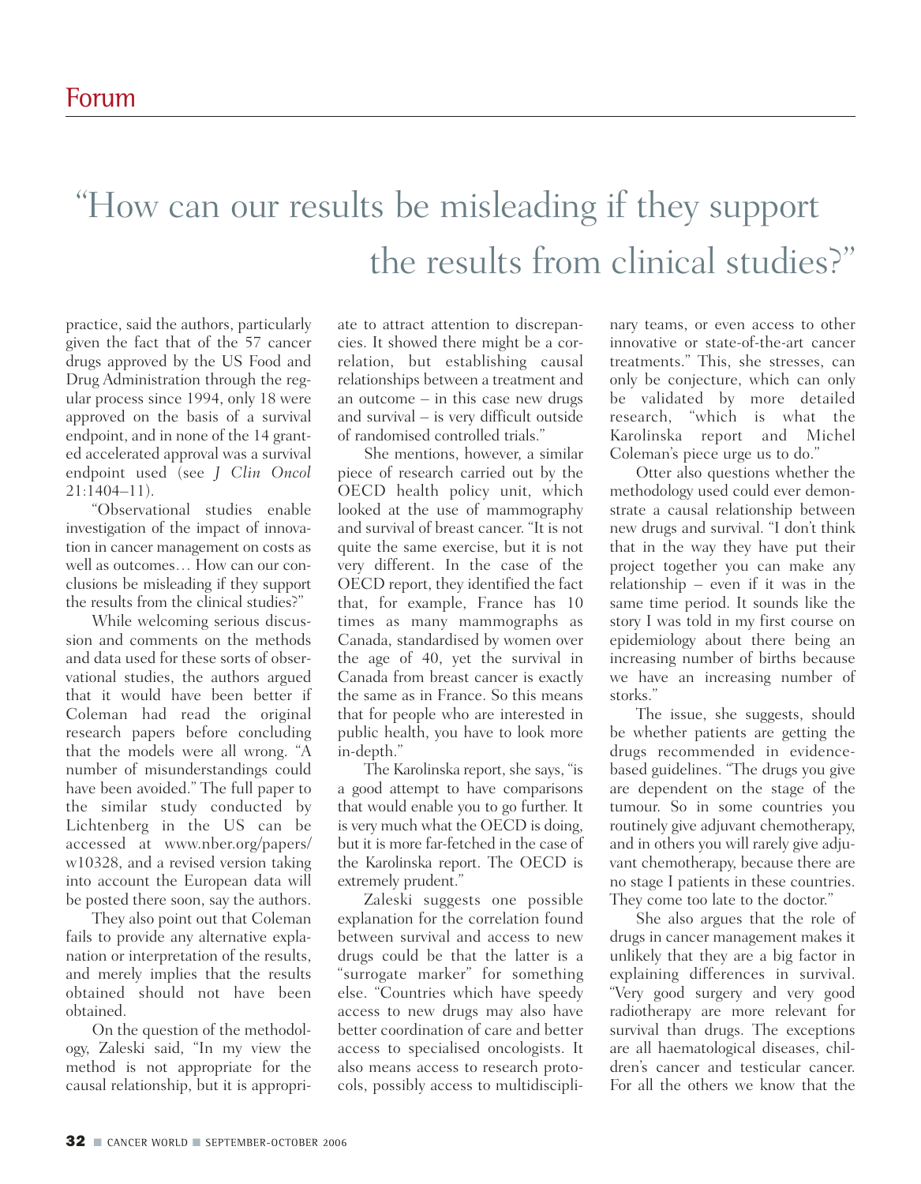## “How can our results be misleading if they support the results from clinical studies?”

practice, said the authors, particularly given the fact that of the 57 cancer drugs approved by the US Food and Drug Administration through the regular process since 1994, only 18 were approved on the basis of a survival endpoint, and in none of the 14 granted accelerated approval was a survival endpoint used (see *J Clin Oncol* 21:1404–11).

“Observational studies enable investigation of the impact of innovation in cancer management on costs as well as outcomes… How can our conclusions be misleading if they support the results from the clinical studies?”

While welcoming serious discussion and comments on the methods and data used for these sorts of observational studies, the authors argued that it would have been better if Coleman had read the original research papers before concluding that the models were all wrong. “A number of misunderstandings could have been avoided.” The full paper to the similar study conducted by Lichtenberg in the US can be accessed at www.nber.org/papers/w10328, and a revised version taking into account the European data will be posted there soon, say the authors.

They also point out that Coleman fails to provide any alternative explanation or interpretation of the results, and merely implies that the results obtained should not have been obtained.

On the question of the methodology, Zaleski said, “In my view the method is not appropriate for the causal relationship, but it is appropriate to attract attention to discrepancies. It showed there might be a correlation, but establishing causal relationships between a treatment and an outcome – in this case new drugs and survival – is very difficult outside of randomised controlled trials.”

She mentions, however, a similar piece of research carried out by the OECD health policy unit, which looked at the use of mammography and survival of breast cancer. “It is not quite the same exercise, but it is not very different. In the case of the OECD report, they identified the fact that, for example, France has 10 times as many mammographs as Canada, standardised by women over the age of 40, yet the survival in Canada from breast cancer is exactly the same as in France. So this means that for people who are interested in public health, you have to look more in-depth.”

The Karolinska report, she says, “is a good attempt to have comparisons that would enable you to go further. It is very much what the OECD is doing, but it is more far-fetched in the case of the Karolinska report. The OECD is extremely prudent.”

Zaleski suggests one possible explanation for the correlation found between survival and access to new drugs could be that the latter is a “surrogate marker” for something else. “Countries which have speedy access to new drugs may also have better coordination of care and better access to specialised oncologists. It also means access to research protocols, possibly access to multidisciplinary teams, or even access to other innovative or state-of-the-art cancer treatments.” This, she stresses, can only be conjecture, which can only be validated by more detailed research, “which is what the Karolinska report and Michel Coleman’s piece urge us to do.”

Otter also questions whether the methodology used could ever demonstrate a causal relationship between new drugs and survival. “I don’t think that in the way they have put their project together you can make any relationship – even if it was in the same time period. It sounds like the story I was told in my first course on epidemiology about there being an increasing number of births because we have an increasing number of storks.”

The issue, she suggests, should be whether patients are getting the drugs recommended in evidence-based guidelines. “The drugs you give are dependent on the stage of the tumour. So in some countries you routinely give adjuvant chemotherapy, and in others you will rarely give adjuvant chemotherapy, because there are no stage I patients in these countries. They come too late to the doctor.”

She also argues that the role of drugs in cancer management makes it unlikely that they are a big factor in explaining differences in survival. “Very good surgery and very good radiotherapy are more relevant for survival than drugs. The exceptions are all haematological diseases, children’s cancer and testicular cancer. For all the others we know that the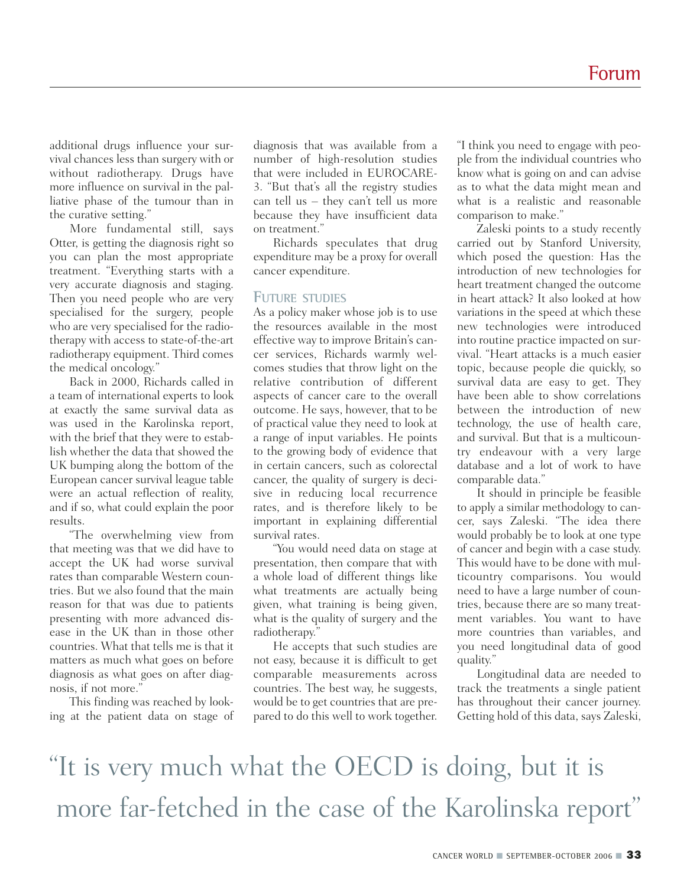additional drugs influence your survival chances less than surgery with or without radiotherapy. Drugs have more influence on survival in the palliative phase of the tumour than in the curative setting."

More fundamental still, says Otter, is getting the diagnosis right so you can plan the most appropriate treatment. "Everything starts with a very accurate diagnosis and staging. Then you need people who are very specialised for the surgery, people who are very specialised for the radiotherapy with access to state-of-the-art radiotherapy equipment. Third comes the medical oncology."

Back in 2000, Richards called in a team of international experts to look at exactly the same survival data as was used in the Karolinska report, with the brief that they were to establish whether the data that showed the UK bumping along the bottom of the European cancer survival league table were an actual reflection of reality, and if so, what could explain the poor results.

"The overwhelming view from that meeting was that we did have to accept the UK had worse survival rates than comparable Western countries. But we also found that the main reason for that was due to patients presenting with more advanced disease in the UK than in those other countries. What that tells me is that it matters as much what goes on before diagnosis as what goes on after diagnosis, if not more."

This finding was reached by looking at the patient data on stage of diagnosis that was available from a number of high-resolution studies that were included in EUROCARE-3. "But that's all the registry studies can tell us – they can't tell us more because they have insufficient data on treatment."

Richards speculates that drug expenditure may be a proxy for overall cancer expenditure.

## Future studies

As a policy maker whose job is to use the resources available in the most effective way to improve Britain's cancer services, Richards warmly welcomes studies that throw light on the relative contribution of different aspects of cancer care to the overall outcome. He says, however, that to be of practical value they need to look at a range of input variables. He points to the growing body of evidence that in certain cancers, such as colorectal cancer, the quality of surgery is decisive in reducing local recurrence rates, and is therefore likely to be important in explaining differential survival rates.

"You would need data on stage at presentation, then compare that with a whole load of different things like what treatments are actually being given, what training is being given, what is the quality of surgery and the radiotherapy."

He accepts that such studies are not easy, because it is difficult to get comparable measurements across countries. The best way, he suggests, would be to get countries that are prepared to do this well to work together. "I think you need to engage with people from the individual countries who know what is going on and can advise as to what the data might mean and what is a realistic and reasonable comparison to make."

Zaleski points to a study recently carried out by Stanford University, which posed the question: Has the introduction of new technologies for heart treatment changed the outcome in heart attack? It also looked at how variations in the speed at which these new technologies were introduced into routine practice impacted on survival. "Heart attacks is a much easier topic, because people die quickly, so survival data are easy to get. They have been able to show correlations between the introduction of new technology, the use of health care, and survival. But that is a multicountry endeavour with a very large database and a lot of work to have comparable data."

It should in principle be feasible to apply a similar methodology to cancer, says Zaleski. "The idea there would probably be to look at one type of cancer and begin with a case study. This would have to be done with multicountry comparisons. You would need to have a large number of countries, because there are so many treatment variables. You want to have more countries than variables, and you need longitudinal data of good quality."

Longitudinal data are needed to track the treatments a single patient has throughout their cancer journey. Getting hold of this data, says Zaleski,

"It is very much what the OECD is doing, but it is more far-fetched in the case of the Karolinska report"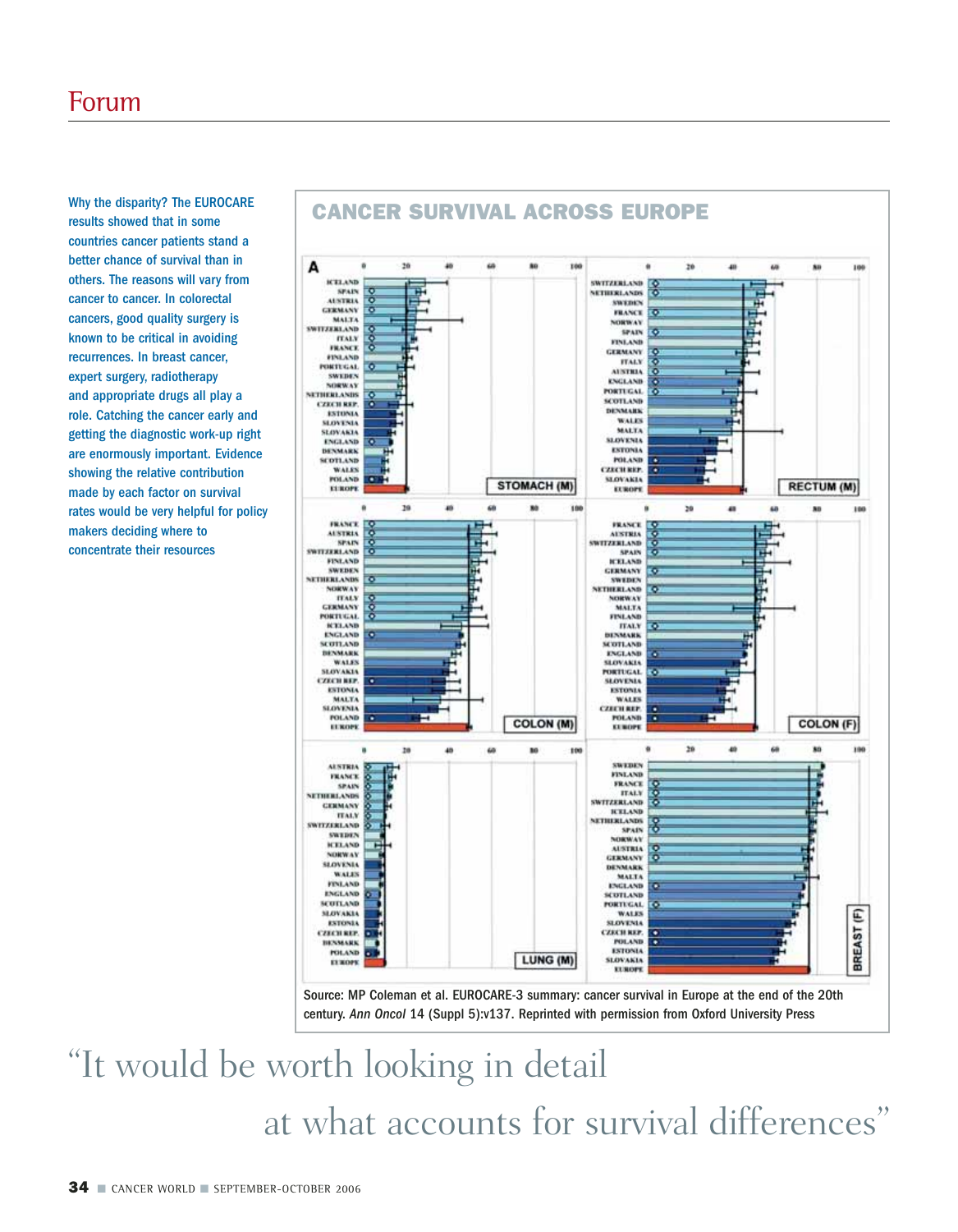Why the disparity? The EUROCARE results showed that in some countries cancer patients stand a better chance of survival than in others. The reasons will vary from cancer to cancer. In colorectal cancers, good quality surgery is known to be critical in avoiding recurrences. In breast cancer, expert surgery, radiotherapy and appropriate drugs all play a role. Catching the cancer early and getting the diagnostic work-up right are enormously important. Evidence showing the relative contribution made by each factor on survival rates would be very helpful for policy makers deciding where to concentrate their resources

## CANCER SURVIVAL ACROSS EUROPE

Source: MP Coleman et al. EUROCARE-3 summary: cancer survival in Europe at the end of the 20th century. *Ann Oncol* 14 (Suppl 5):v137. Reprinted with permission from Oxford University Press

> "It would be worth looking in detail at what accounts for survival differences"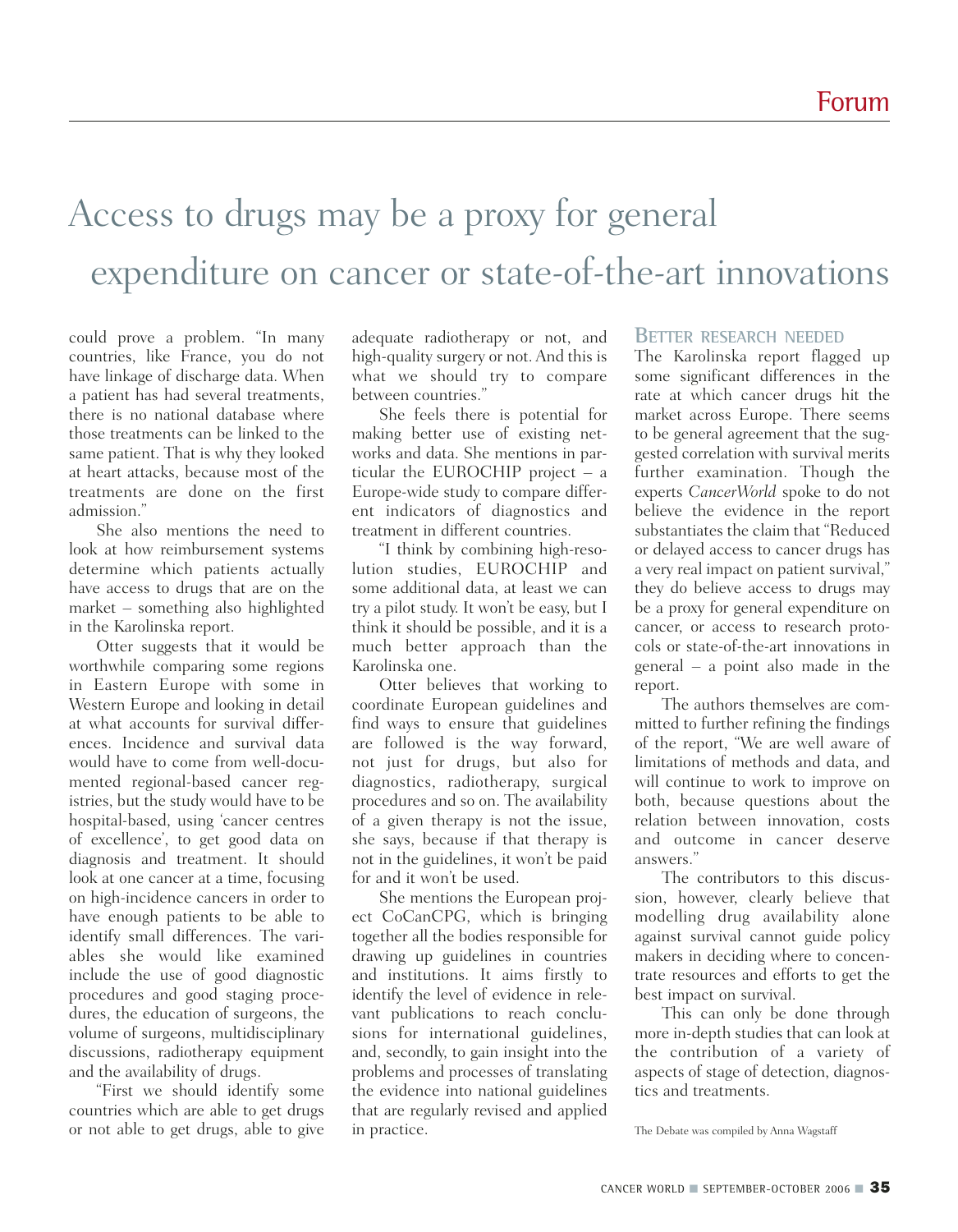# Access to drugs may be a proxy for general expenditure on cancer or state-of-the-art innovations

could prove a problem. "In many countries, like France, you do not have linkage of discharge data. When a patient has had several treatments, there is no national database where those treatments can be linked to the same patient. That is why they looked at heart attacks, because most of the treatments are done on the first admission."

She also mentions the need to look at how reimbursement systems determine which patients actually have access to drugs that are on the market – something also highlighted in the Karolinska report.

Otter suggests that it would be worthwhile comparing some regions in Eastern Europe with some in Western Europe and looking in detail at what accounts for survival differences. Incidence and survival data would have to come from well-documented regional-based cancer registries, but the study would have to be hospital-based, using 'cancer centres of excellence', to get good data on diagnosis and treatment. It should look at one cancer at a time, focusing on high-incidence cancers in order to have enough patients to be able to identify small differences. The variables she would like examined include the use of good diagnostic procedures and good staging procedures, the education of surgeons, the volume of surgeons, multidisciplinary discussions, radiotherapy equipment and the availability of drugs.

"First we should identify some countries which are able to get drugs or not able to get drugs, able to give adequate radiotherapy or not, and high-quality surgery or not. And this is what we should try to compare between countries."

She feels there is potential for making better use of existing networks and data. She mentions in particular the EUROCHIP project – a Europe-wide study to compare different indicators of diagnostics and treatment in different countries.

"I think by combining high-resolution studies, EUROCHIP and some additional data, at least we can try a pilot study. It won't be easy, but I think it should be possible, and it is a much better approach than the Karolinska one.

Otter believes that working to coordinate European guidelines and find ways to ensure that guidelines are followed is the way forward, not just for drugs, but also for diagnostics, radiotherapy, surgical procedures and so on. The availability of a given therapy is not the issue, she says, because if that therapy is not in the guidelines, it won't be paid for and it won't be used.

She mentions the European project CoCanCPG, which is bringing together all the bodies responsible for drawing up guidelines in countries and institutions. It aims firstly to identify the level of evidence in relevant publications to reach conclusions for international guidelines, and, secondly, to gain insight into the problems and processes of translating the evidence into national guidelines that are regularly revised and applied in practice.

## Better research needed

The Karolinska report flagged up some significant differences in the rate at which cancer drugs hit the market across Europe. There seems to be general agreement that the suggested correlation with survival merits further examination. Though the experts *CancerWorld* spoke to do not believe the evidence in the report substantiates the claim that "Reduced or delayed access to cancer drugs has a very real impact on patient survival," they do believe access to drugs may be a proxy for general expenditure on cancer, or access to research protocols or state-of-the-art innovations in general – a point also made in the report.

The authors themselves are committed to further refining the findings of the report, "We are well aware of limitations of methods and data, and will continue to work to improve on both, because questions about the relation between innovation, costs and outcome in cancer deserve answers."

The contributors to this discussion, however, clearly believe that modelling drug availability alone against survival cannot guide policy makers in deciding where to concentrate resources and efforts to get the best impact on survival.

This can only be done through more in-depth studies that can look at the contribution of a variety of aspects of stage of detection, diagnostics and treatments.

The Debate was compiled by Anna Wagstaff